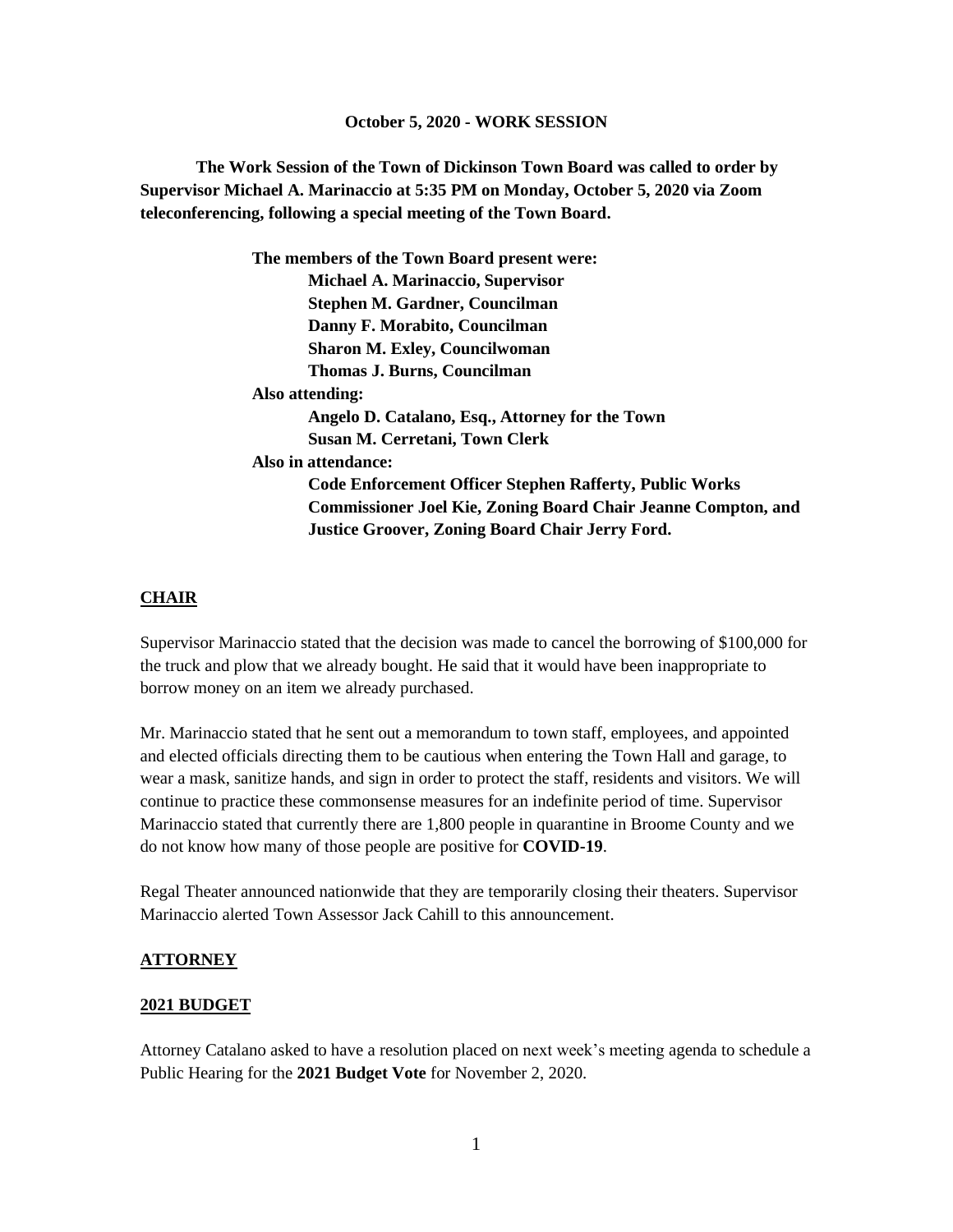**October 5, 2020 - WORK SESSION**

**The Work Session of the Town of Dickinson Town Board was called to order by Supervisor Michael A. Marinaccio at 5:35 PM on Monday, October 5, 2020 via Zoom teleconferencing, following a special meeting of the Town Board.**

**The members of the Town Board present were:**
**Michael A. Marinaccio, Supervisor**
**Stephen M. Gardner, Councilman**
**Danny F. Morabito, Councilman**
**Sharon M. Exley, Councilwoman**
**Thomas J. Burns, Councilman**

**Also attending:**
**Angelo D. Catalano, Esq., Attorney for the Town**
**Susan M. Cerretani, Town Clerk**

**Also in attendance:**
**Code Enforcement Officer Stephen Rafferty, Public Works Commissioner Joel Kie, Zoning Board Chair Jeanne Compton, and Justice Groover, Zoning Board Chair Jerry Ford.**

## CHAIR

Supervisor Marinaccio stated that the decision was made to cancel the borrowing of $100,000 for the truck and plow that we already bought. He said that it would have been inappropriate to borrow money on an item we already purchased.

Mr. Marinaccio stated that he sent out a memorandum to town staff, employees, and appointed and elected officials directing them to be cautious when entering the Town Hall and garage, to wear a mask, sanitize hands, and sign in order to protect the staff, residents and visitors. We will continue to practice these commonsense measures for an indefinite period of time. Supervisor Marinaccio stated that currently there are 1,800 people in quarantine in Broome County and we do not know how many of those people are positive for **COVID-19**.

Regal Theater announced nationwide that they are temporarily closing their theaters. Supervisor Marinaccio alerted Town Assessor Jack Cahill to this announcement.

## ATTORNEY

### 2021 BUDGET

Attorney Catalano asked to have a resolution placed on next week's meeting agenda to schedule a Public Hearing for the **2021 Budget Vote** for November 2, 2020.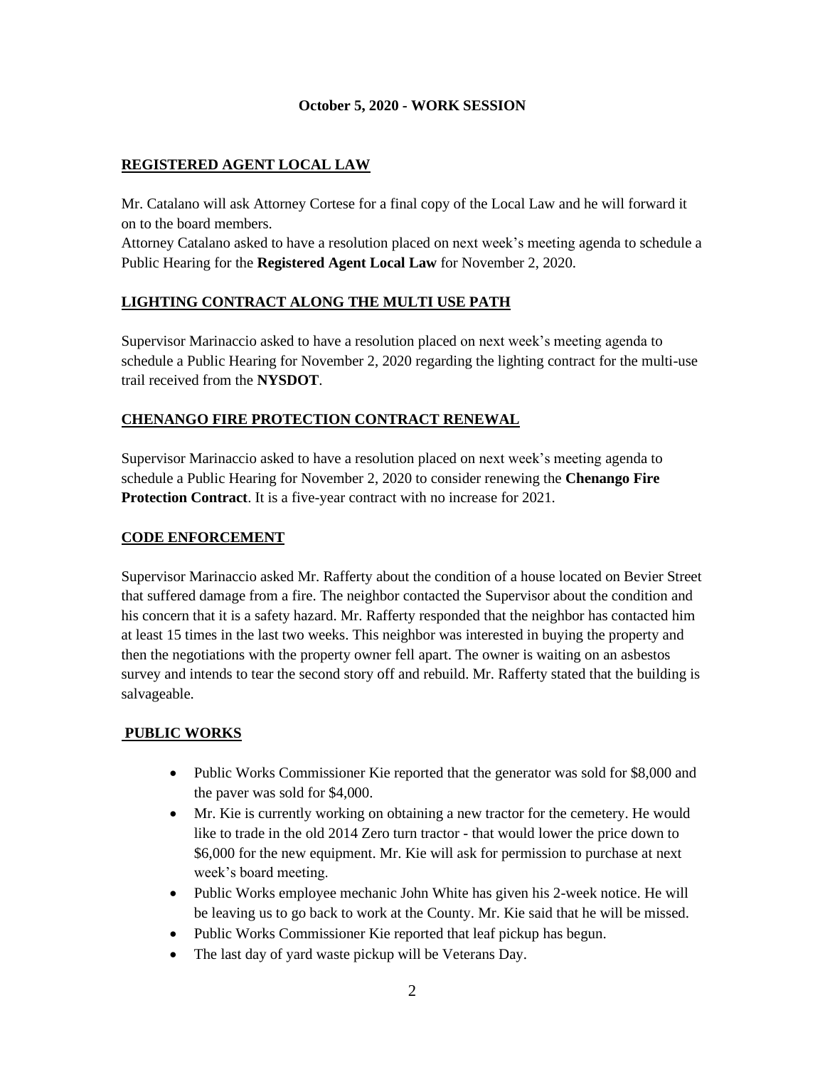**October 5, 2020 - WORK SESSION**

## REGISTERED AGENT LOCAL LAW

Mr. Catalano will ask Attorney Cortese for a final copy of the Local Law and he will forward it on to the board members.

Attorney Catalano asked to have a resolution placed on next week's meeting agenda to schedule a Public Hearing for the **Registered Agent Local Law** for November 2, 2020.

## LIGHTING CONTRACT ALONG THE MULTI USE PATH

Supervisor Marinaccio asked to have a resolution placed on next week's meeting agenda to schedule a Public Hearing for November 2, 2020 regarding the lighting contract for the multi-use trail received from the **NYSDOT**.

## CHENANGO FIRE PROTECTION CONTRACT RENEWAL

Supervisor Marinaccio asked to have a resolution placed on next week's meeting agenda to schedule a Public Hearing for November 2, 2020 to consider renewing the **Chenango Fire Protection Contract**. It is a five-year contract with no increase for 2021.

## CODE ENFORCEMENT

Supervisor Marinaccio asked Mr. Rafferty about the condition of a house located on Bevier Street that suffered damage from a fire. The neighbor contacted the Supervisor about the condition and his concern that it is a safety hazard. Mr. Rafferty responded that the neighbor has contacted him at least 15 times in the last two weeks. This neighbor was interested in buying the property and then the negotiations with the property owner fell apart. The owner is waiting on an asbestos survey and intends to tear the second story off and rebuild. Mr. Rafferty stated that the building is salvageable.

## PUBLIC WORKS

- Public Works Commissioner Kie reported that the generator was sold for $8,000 and the paver was sold for $4,000.
- Mr. Kie is currently working on obtaining a new tractor for the cemetery. He would like to trade in the old 2014 Zero turn tractor - that would lower the price down to $6,000 for the new equipment. Mr. Kie will ask for permission to purchase at next week's board meeting.
- Public Works employee mechanic John White has given his 2-week notice. He will be leaving us to go back to work at the County. Mr. Kie said that he will be missed.
- Public Works Commissioner Kie reported that leaf pickup has begun.
- The last day of yard waste pickup will be Veterans Day.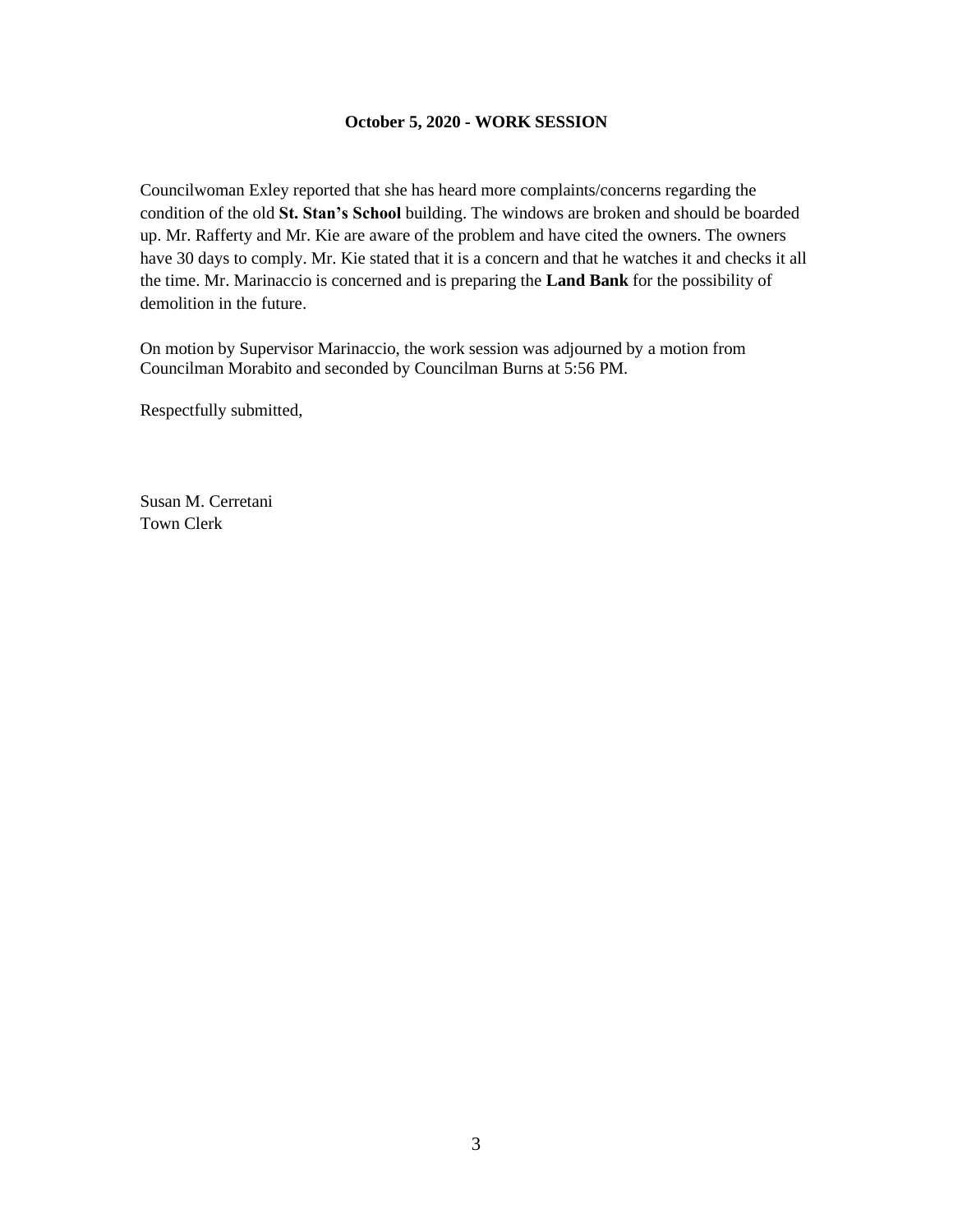**October 5, 2020 - WORK SESSION**

Councilwoman Exley reported that she has heard more complaints/concerns regarding the condition of the old **St. Stan's School** building. The windows are broken and should be boarded up. Mr. Rafferty and Mr. Kie are aware of the problem and have cited the owners. The owners have 30 days to comply. Mr. Kie stated that it is a concern and that he watches it and checks it all the time. Mr. Marinaccio is concerned and is preparing the **Land Bank** for the possibility of demolition in the future.

On motion by Supervisor Marinaccio, the work session was adjourned by a motion from Councilman Morabito and seconded by Councilman Burns at 5:56 PM.

Respectfully submitted,

Susan M. Cerretani
Town Clerk